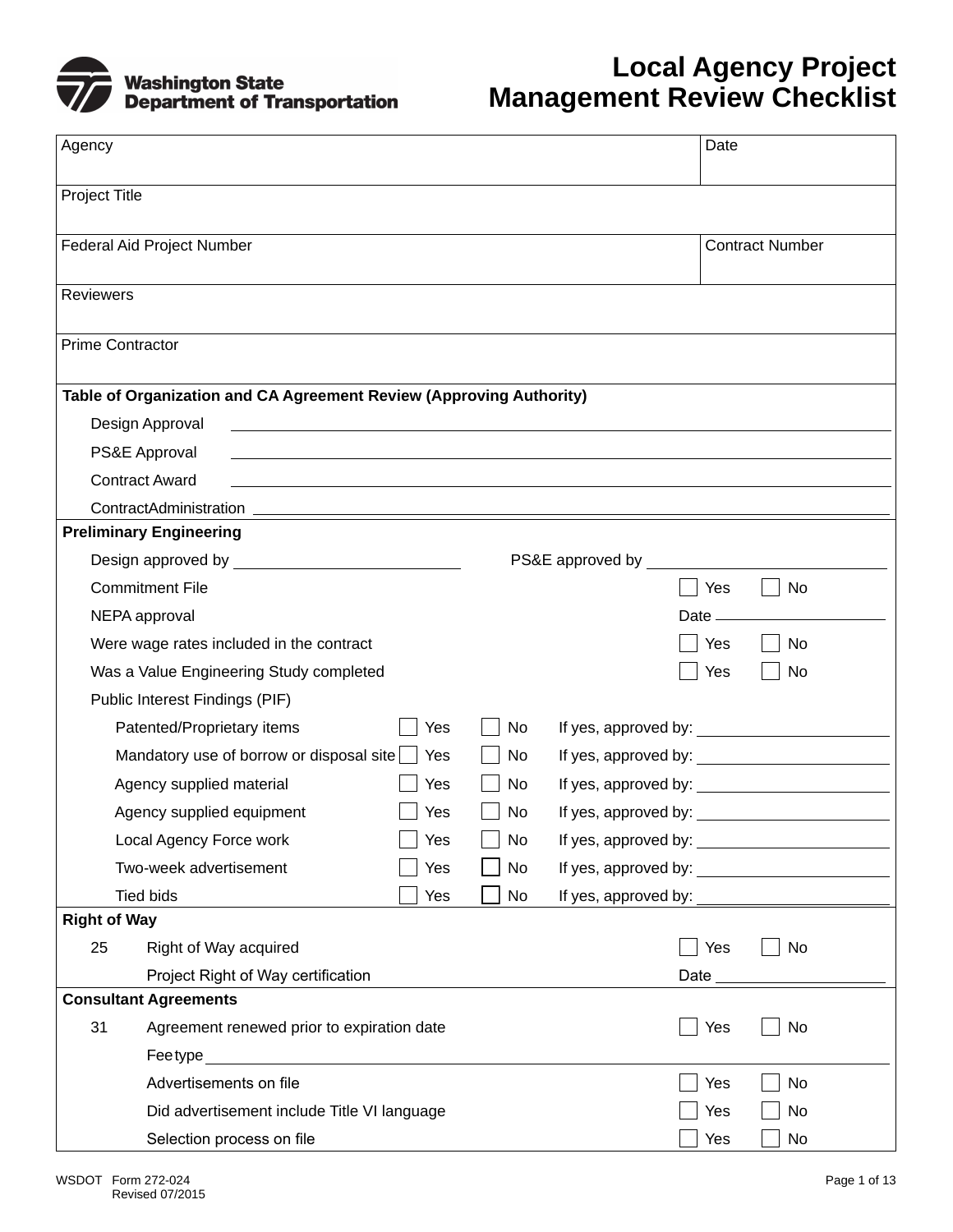# Local Agency Project Management Review Checklist

Washington State Department of Transportation

| Agency | Date |
|---|---|
| Project Title | |
| Federal Aid Project Number | Contract Number |
| Reviewers | |
| Prime Contractor | |

**Table of Organization and CA Agreement Review (Approving Authority)**

Design Approval ______________________________

PS&E Approval ______________________________

Contract Award ______________________________

ContractAdministration ______________________________

**Preliminary Engineering**

Design approved by ____________________ PS&E approved by ____________________

Commitment File ☐ Yes ☐ No

NEPA approval Date ____________________

Were wage rates included in the contract ☐ Yes ☐ No

Was a Value Engineering Study completed ☐ Yes ☐ No

Public Interest Findings (PIF)

| Item | Yes | No | If yes, approved by: |
|---|---|---|---|
| Patented/Proprietary items | ☐ Yes | ☐ No | |
| Mandatory use of borrow or disposal site | ☐ Yes | ☐ No | |
| Agency supplied material | ☐ Yes | ☐ No | |
| Agency supplied equipment | ☐ Yes | ☐ No | |
| Local Agency Force work | ☐ Yes | ☐ No | |
| Two-week advertisement | ☐ Yes | ☐ No | |
| Tied bids | ☐ Yes | ☐ No | |

**Right of Way**

25 Right of Way acquired ☐ Yes ☐ No

Project Right of Way certification Date ____________________

**Consultant Agreements**

31 Agreement renewed prior to expiration date ☐ Yes ☐ No

Feetype ______________________________

Advertisements on file ☐ Yes ☐ No

Did advertisement include Title VI language ☐ Yes ☐ No

Selection process on file ☐ Yes ☐ No

WSDOT Form 272-024
Revised 07/2015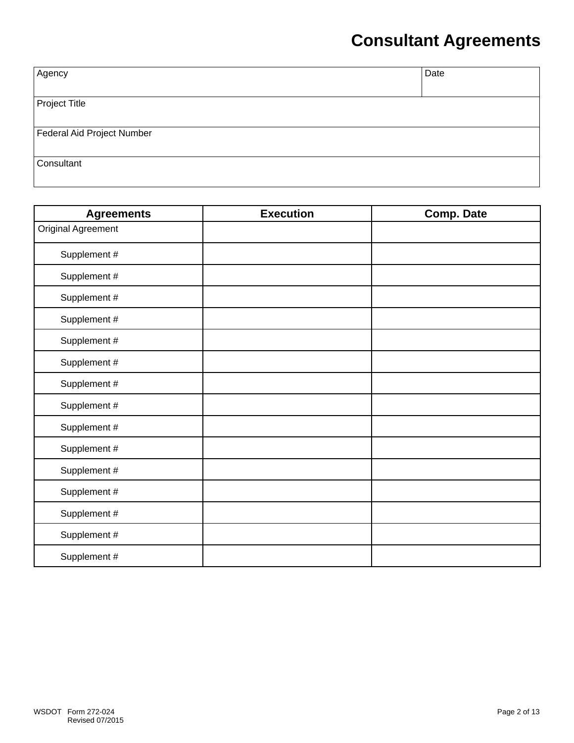# Consultant Agreements

| Agency | Date |
|---|---|
| Project Title | |
| Federal Aid Project Number | |
| Consultant | |

| Agreements | Execution | Comp. Date |
|---|---|---|
| Original Agreement | | |
| Supplement # | | |
| Supplement # | | |
| Supplement # | | |
| Supplement # | | |
| Supplement # | | |
| Supplement # | | |
| Supplement # | | |
| Supplement # | | |
| Supplement # | | |
| Supplement # | | |
| Supplement # | | |
| Supplement # | | |
| Supplement # | | |
| Supplement # | | |
| Supplement # | | |

WSDOT Form 272-024
Revised 07/2015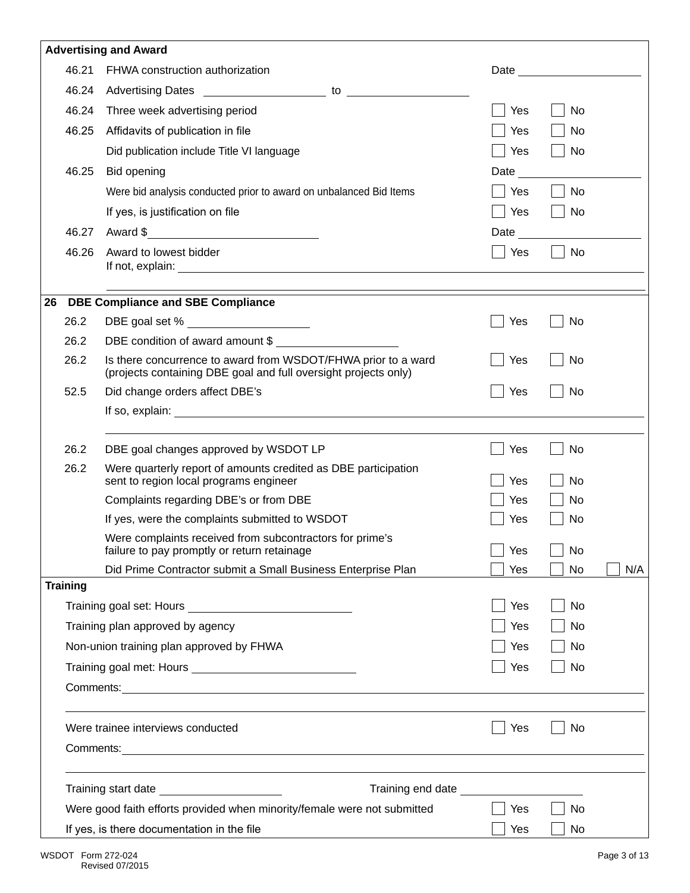**Advertising and Award**

| | | | |
|---|---|---|---|
| 46.21 | FHWA construction authorization | Date ____________ | |
| 46.24 | Advertising Dates ____________ to ____________ | | |
| 46.24 | Three week advertising period | ☐ Yes | ☐ No |
| 46.25 | Affidavits of publication in file | ☐ Yes | ☐ No |
| | Did publication include Title VI language | ☐ Yes | ☐ No |
| 46.25 | Bid opening | Date ____________ | |
| | Were bid analysis conducted prior to award on unbalanced Bid Items | ☐ Yes | ☐ No |
| | If yes, is justification on file | ☐ Yes | ☐ No |
| 46.27 | Award $____________ | Date ____________ | |
| 46.26 | Award to lowest bidder<br>If not, explain: ____________ | ☐ Yes | ☐ No |

**26 DBE Compliance and SBE Compliance**

| | | | | |
|---|---|---|---|---|
| 26.2 | DBE goal set % ____________ | ☐ Yes | ☐ No | |
| 26.2 | DBE condition of award amount $ ____________ | | | |
| 26.2 | Is there concurrence to award from WSDOT/FHWA prior to a ward (projects containing DBE goal and full oversight projects only) | ☐ Yes | ☐ No | |
| 52.5 | Did change orders affect DBE's | ☐ Yes | ☐ No | |
| | If so, explain: ____________ | | | |
| 26.2 | DBE goal changes approved by WSDOT LP | ☐ Yes | ☐ No | |
| 26.2 | Were quarterly report of amounts credited as DBE participation sent to region local programs engineer | ☐ Yes | ☐ No | |
| | Complaints regarding DBE's or from DBE | ☐ Yes | ☐ No | |
| | If yes, were the complaints submitted to WSDOT | ☐ Yes | ☐ No | |
| | Were complaints received from subcontractors for prime's failure to pay promptly or return retainage | ☐ Yes | ☐ No | |
| | Did Prime Contractor submit a Small Business Enterprise Plan | ☐ Yes | ☐ No | ☐ N/A |

**Training**

| | | |
|---|---|---|
| Training goal set: Hours ____________ | ☐ Yes | ☐ No |
| Training plan approved by agency | ☐ Yes | ☐ No |
| Non-union training plan approved by FHWA | ☐ Yes | ☐ No |
| Training goal met: Hours ____________ | ☐ Yes | ☐ No |
| Comments: ____________ | | |
| Were trainee interviews conducted | ☐ Yes | ☐ No |
| Comments: ____________ | | |
| Training start date ____________ Training end date ____________ | | |
| Were good faith efforts provided when minority/female were not submitted | ☐ Yes | ☐ No |
| If yes, is there documentation in the file | ☐ Yes | ☐ No |

WSDOT Form 272-024
Revised 07/2015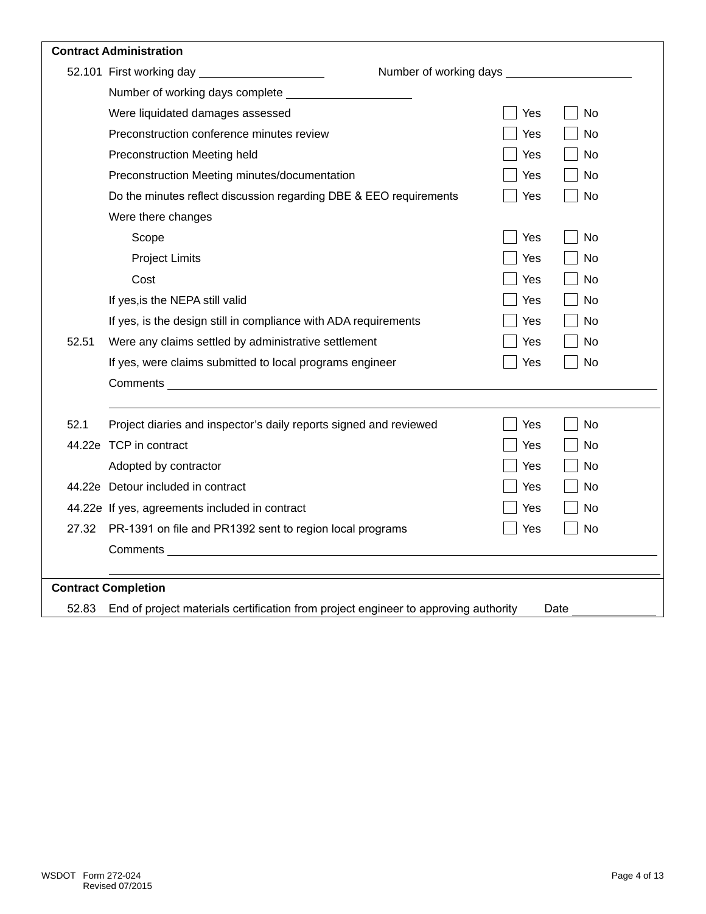**Contract Administration**

| | | | |
|---|---|---|---|
| 52.101 | First working day ___________ Number of working days ___________ | | |
| | Number of working days complete ___________ | | |
| | Were liquidated damages assessed | ☐ Yes | ☐ No |
| | Preconstruction conference minutes review | ☐ Yes | ☐ No |
| | Preconstruction Meeting held | ☐ Yes | ☐ No |
| | Preconstruction Meeting minutes/documentation | ☐ Yes | ☐ No |
| | Do the minutes reflect discussion regarding DBE & EEO requirements | ☐ Yes | ☐ No |
| | Were there changes | | |
| | Scope | ☐ Yes | ☐ No |
| | Project Limits | ☐ Yes | ☐ No |
| | Cost | ☐ Yes | ☐ No |
| | If yes,is the NEPA still valid | ☐ Yes | ☐ No |
| | If yes, is the design still in compliance with ADA requirements | ☐ Yes | ☐ No |
| 52.51 | Were any claims settled by administrative settlement | ☐ Yes | ☐ No |
| | If yes, were claims submitted to local programs engineer | ☐ Yes | ☐ No |
| | Comments ___________ | | |
| 52.1 | Project diaries and inspector's daily reports signed and reviewed | ☐ Yes | ☐ No |
| 44.22e | TCP in contract | ☐ Yes | ☐ No |
| | Adopted by contractor | ☐ Yes | ☐ No |
| 44.22e | Detour included in contract | ☐ Yes | ☐ No |
| 44.22e | If yes, agreements included in contract | ☐ Yes | ☐ No |
| 27.32 | PR-1391 on file and PR1392 sent to region local programs | ☐ Yes | ☐ No |
| | Comments ___________ | | |

**Contract Completion**

52.83 End of project materials certification from project engineer to approving authority Date ___________

WSDOT Form 272-024
Revised 07/2015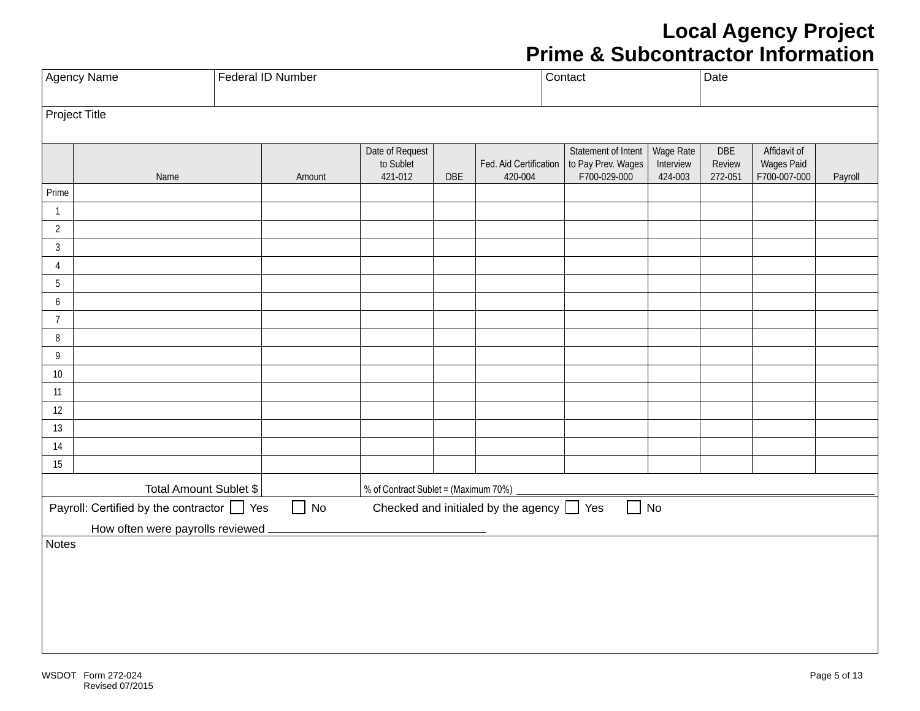# Local Agency Project
# Prime & Subcontractor Information

| Agency Name | Federal ID Number | Contact | Date |
|---|---|---|---|
| | | | |

Project Title

| | Name | Amount | Date of Request to Sublet 421-012 | DBE | Fed. Aid Certification 420-004 | Statement of Intent to Pay Prev. Wages F700-029-000 | Wage Rate Interview 424-003 | DBE Review 272-051 | Affidavit of Wages Paid F700-007-000 | Payroll |
|---|---|---|---|---|---|---|---|---|---|---|
| Prime | | | | | | | | | | |
| 1 | | | | | | | | | | |
| 2 | | | | | | | | | | |
| 3 | | | | | | | | | | |
| 4 | | | | | | | | | | |
| 5 | | | | | | | | | | |
| 6 | | | | | | | | | | |
| 7 | | | | | | | | | | |
| 8 | | | | | | | | | | |
| 9 | | | | | | | | | | |
| 10 | | | | | | | | | | |
| 11 | | | | | | | | | | |
| 12 | | | | | | | | | | |
| 13 | | | | | | | | | | |
| 14 | | | | | | | | | | |
| 15 | | | | | | | | | | |
| | Total Amount Sublet $ | | % of Contract Sublet = (Maximum 70%) ______ | | | | | | | |

Payroll: Certified by the contractor ☐ Yes ☐ No Checked and initialed by the agency ☐ Yes ☐ No

How often were payrolls reviewed ______________________

Notes

WSDOT Form 272-024
Revised 07/2015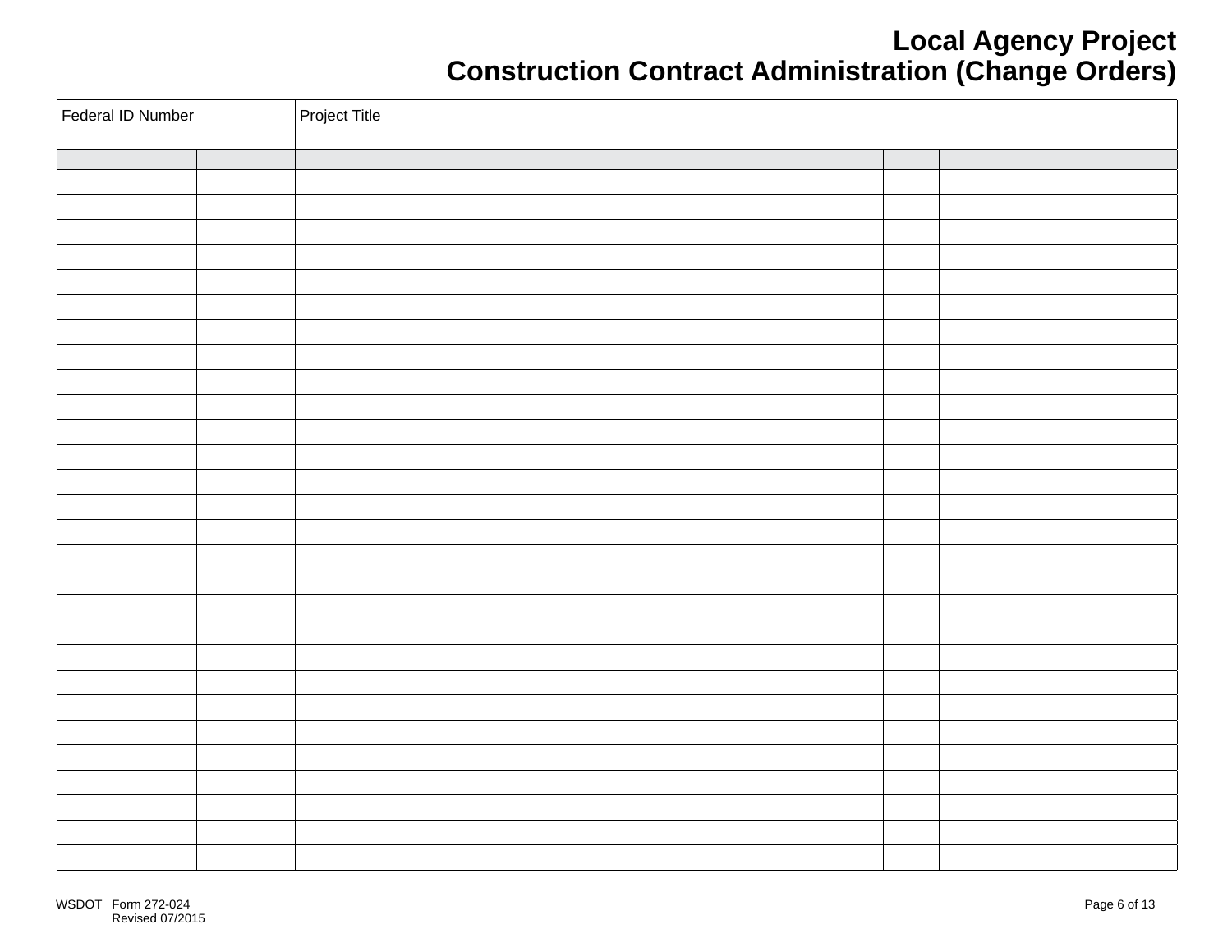# Local Agency Project
# Construction Contract Administration (Change Orders)

| Federal ID Number | | | Project Title | | | |
|---|---|---|---|---|---|---|
| | | | | | | |
| | | | | | | |
| | | | | | | |
| | | | | | | |
| | | | | | | |
| | | | | | | |
| | | | | | | |
| | | | | | | |
| | | | | | | |
| | | | | | | |
| | | | | | | |
| | | | | | | |
| | | | | | | |
| | | | | | | |
| | | | | | | |
| | | | | | | |
| | | | | | | |
| | | | | | | |
| | | | | | | |
| | | | | | | |
| | | | | | | |
| | | | | | | |
| | | | | | | |
| | | | | | | |
| | | | | | | |
| | | | | | | |
| | | | | | | |
| | | | | | | |

WSDOT Form 272-024
Revised 07/2015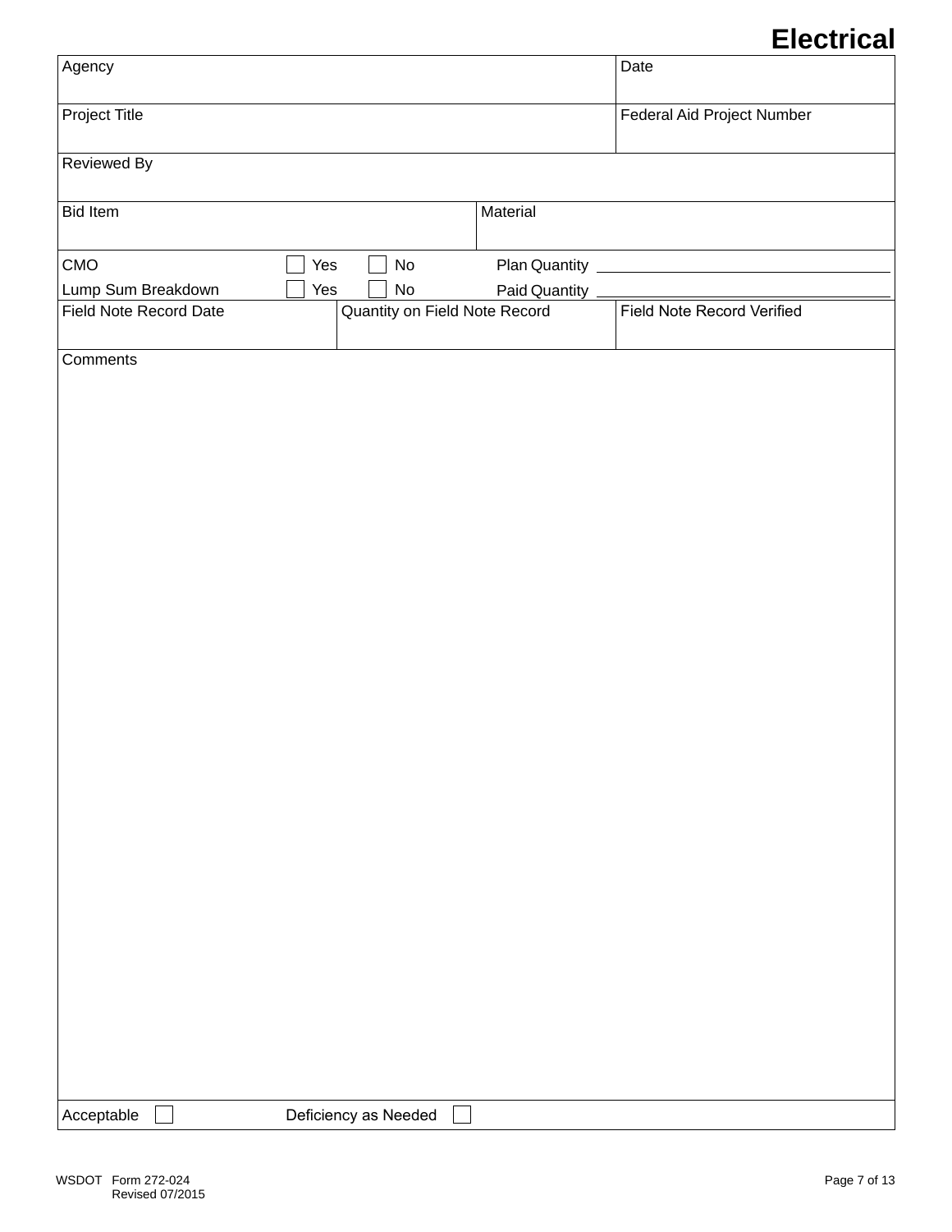# Electrical

| Agency | | | Date |
|---|---|---|---|
| Project Title | | | Federal Aid Project Number |
| Reviewed By | | | |
| Bid Item | | Material | |

CMO ☐ Yes ☐ No Plan Quantity ______________________

Lump Sum Breakdown ☐ Yes ☐ No Paid Quantity ______________________

| Field Note Record Date | Quantity on Field Note Record | Field Note Record Verified |
|---|---|---|
| | | |

Comments

Acceptable ☐ Deficiency as Needed ☐

WSDOT Form 272-024
Revised 07/2015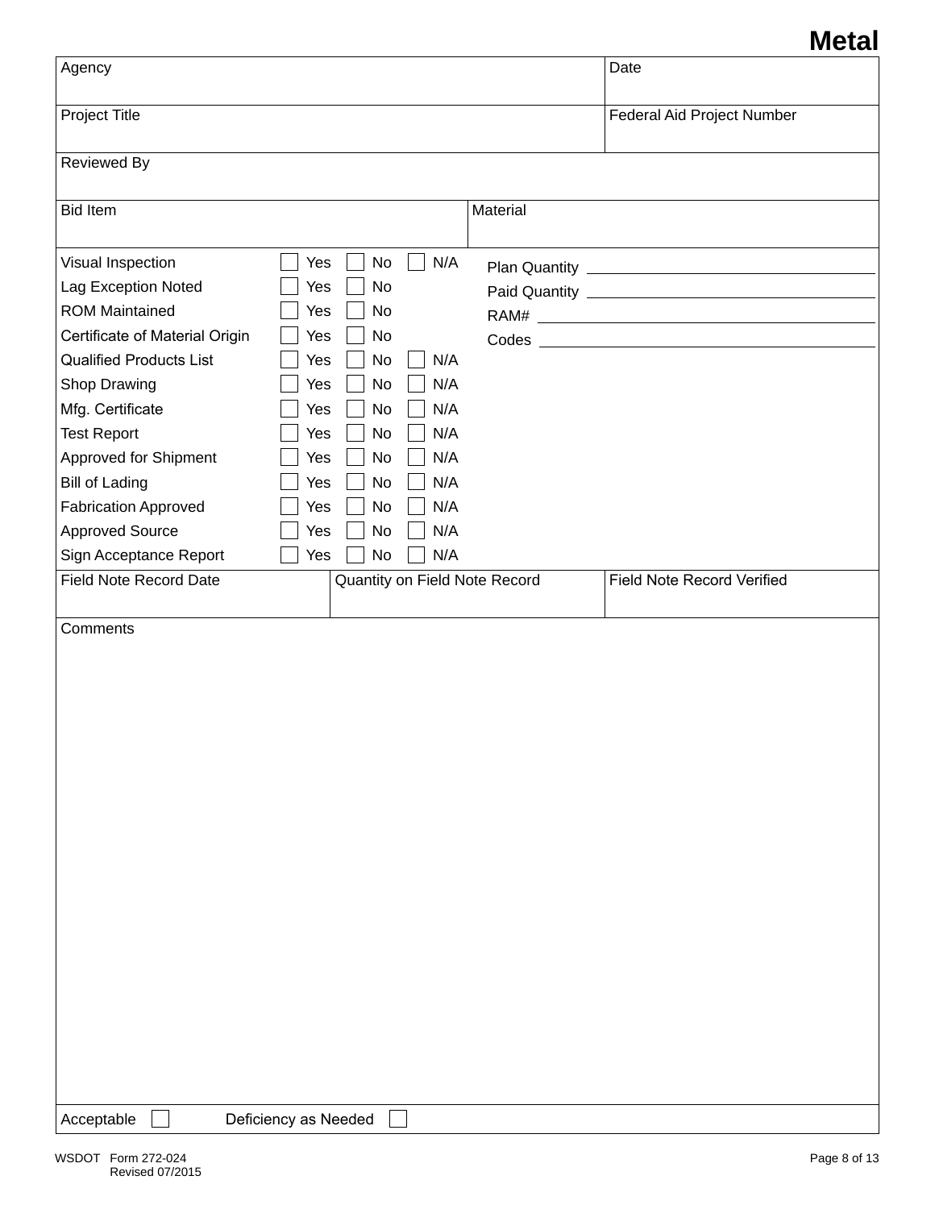# Metal

| Agency | Date |
|---|---|
| Project Title | Federal Aid Project Number |
| Reviewed By | |
| Bid Item | Material |

| | Yes | No | N/A |
|---|---|---|---|
| Visual Inspection | ☐ Yes | ☐ No | ☐ N/A |
| Lag Exception Noted | ☐ Yes | ☐ No | |
| ROM Maintained | ☐ Yes | ☐ No | |
| Certificate of Material Origin | ☐ Yes | ☐ No | |
| Qualified Products List | ☐ Yes | ☐ No | ☐ N/A |
| Shop Drawing | ☐ Yes | ☐ No | ☐ N/A |
| Mfg. Certificate | ☐ Yes | ☐ No | ☐ N/A |
| Test Report | ☐ Yes | ☐ No | ☐ N/A |
| Approved for Shipment | ☐ Yes | ☐ No | ☐ N/A |
| Bill of Lading | ☐ Yes | ☐ No | ☐ N/A |
| Fabrication Approved | ☐ Yes | ☐ No | ☐ N/A |
| Approved Source | ☐ Yes | ☐ No | ☐ N/A |
| Sign Acceptance Report | ☐ Yes | ☐ No | ☐ N/A |

Plan Quantity ____________________

Paid Quantity ____________________

RAM# ____________________

Codes ____________________

| Field Note Record Date | Quantity on Field Note Record | Field Note Record Verified |
|---|---|---|
| | | |

Comments

Acceptable ☐ Deficiency as Needed ☐

WSDOT Form 272-024
Revised 07/2015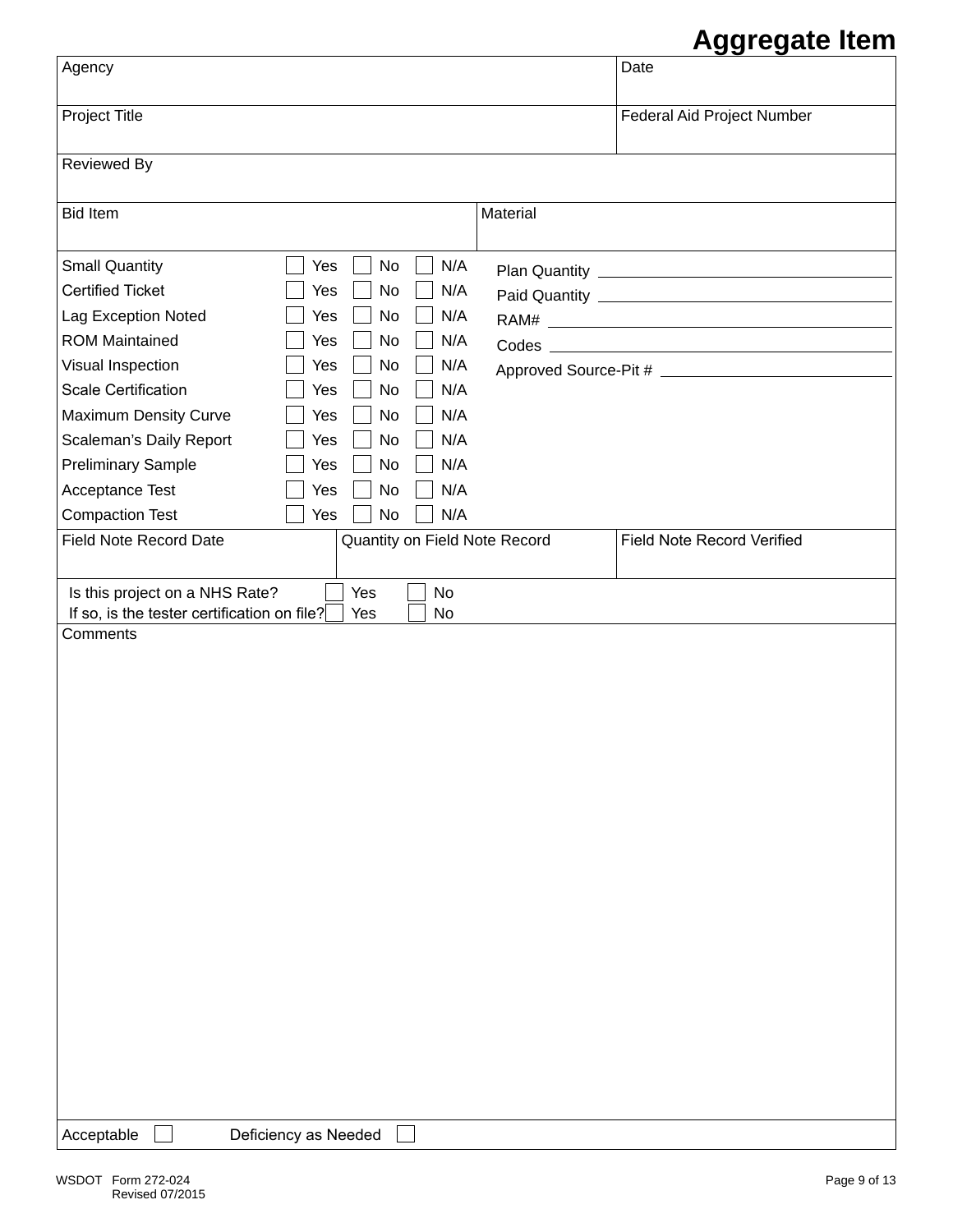# Aggregate Item

| Agency | Date |
|---|---|
| | |

| Project Title | Federal Aid Project Number |
|---|---|
| | |

| Reviewed By |
|---|
| |

| Bid Item | Material |
|---|---|
| | |

| Item | Yes | No | N/A |
|---|---|---|---|
| Small Quantity | ☐ Yes | ☐ No | ☐ N/A |
| Certified Ticket | ☐ Yes | ☐ No | ☐ N/A |
| Lag Exception Noted | ☐ Yes | ☐ No | ☐ N/A |
| ROM Maintained | ☐ Yes | ☐ No | ☐ N/A |
| Visual Inspection | ☐ Yes | ☐ No | ☐ N/A |
| Scale Certification | ☐ Yes | ☐ No | ☐ N/A |
| Maximum Density Curve | ☐ Yes | ☐ No | ☐ N/A |
| Scaleman's Daily Report | ☐ Yes | ☐ No | ☐ N/A |
| Preliminary Sample | ☐ Yes | ☐ No | ☐ N/A |
| Acceptance Test | ☐ Yes | ☐ No | ☐ N/A |
| Compaction Test | ☐ Yes | ☐ No | ☐ N/A |

Plan Quantity ______________________

Paid Quantity ______________________

RAM# ______________________

Codes ______________________

Approved Source-Pit # ______________________

| Field Note Record Date | Quantity on Field Note Record | Field Note Record Verified |
|---|---|---|
| | | |

Is this project on a NHS Rate? ☐ Yes ☐ No

If so, is the tester certification on file? ☐ Yes ☐ No

Comments

Acceptable ☐ Deficiency as Needed ☐

WSDOT Form 272-024
Revised 07/2015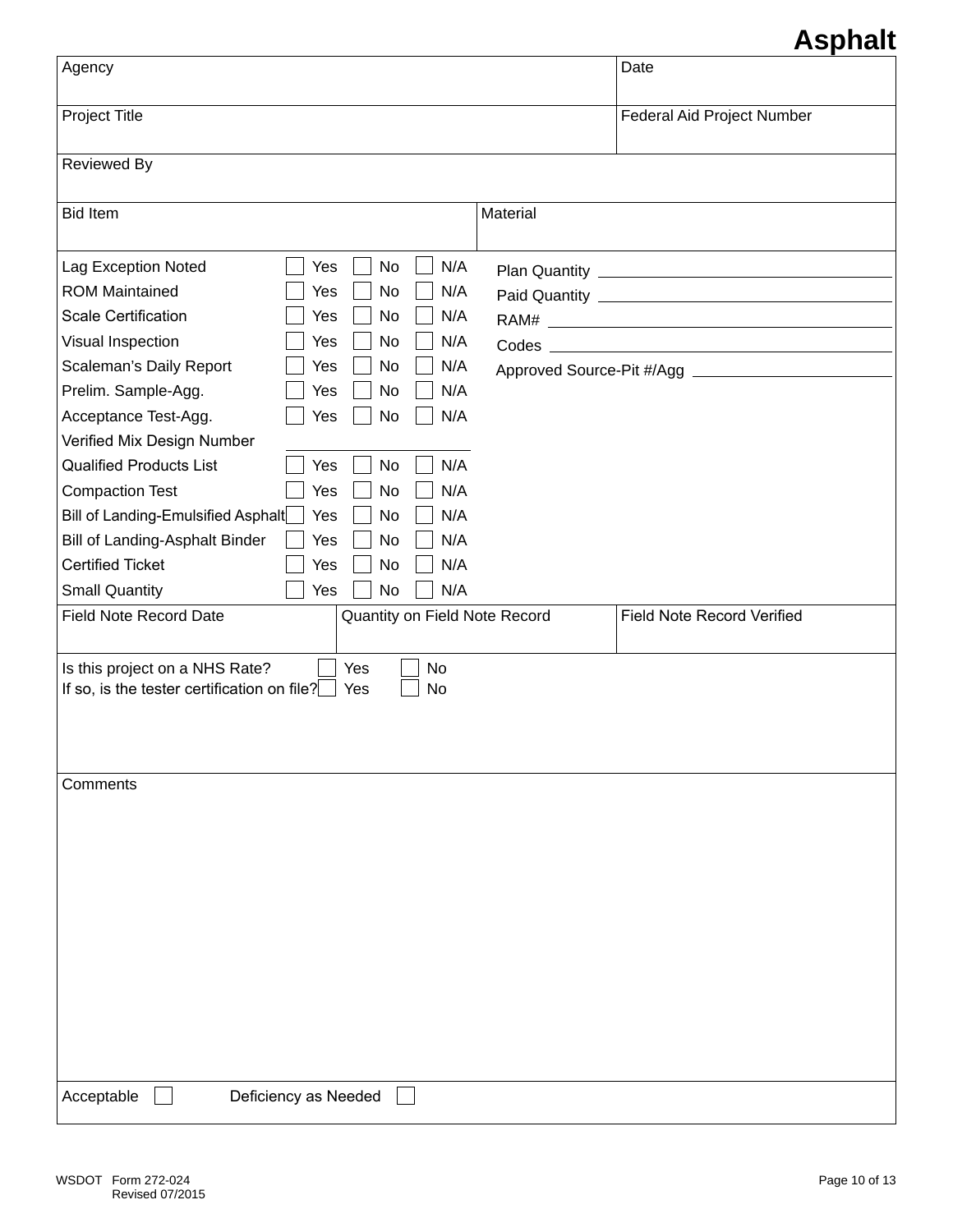# Asphalt

| Agency | Date |
|---|---|
| Project Title | Federal Aid Project Number |

| Reviewed By |
|---|

| Bid Item | Material |
|---|---|

| Item | Yes | No | N/A |
|---|---|---|---|
| Lag Exception Noted | ☐ Yes | ☐ No | ☐ N/A |
| ROM Maintained | ☐ Yes | ☐ No | ☐ N/A |
| Scale Certification | ☐ Yes | ☐ No | ☐ N/A |
| Visual Inspection | ☐ Yes | ☐ No | ☐ N/A |
| Scaleman's Daily Report | ☐ Yes | ☐ No | ☐ N/A |
| Prelim. Sample-Agg. | ☐ Yes | ☐ No | ☐ N/A |
| Acceptance Test-Agg. | ☐ Yes | ☐ No | ☐ N/A |
| Verified Mix Design Number | ________ | | |
| Qualified Products List | ☐ Yes | ☐ No | ☐ N/A |
| Compaction Test | ☐ Yes | ☐ No | ☐ N/A |
| Bill of Landing-Emulsified Asphalt | ☐ Yes | ☐ No | ☐ N/A |
| Bill of Landing-Asphalt Binder | ☐ Yes | ☐ No | ☐ N/A |
| Certified Ticket | ☐ Yes | ☐ No | ☐ N/A |
| Small Quantity | ☐ Yes | ☐ No | ☐ N/A |

Plan Quantity ____________________

Paid Quantity ____________________

RAM# ____________________

Codes ____________________

Approved Source-Pit #/Agg ____________________

| Field Note Record Date | Quantity on Field Note Record | Field Note Record Verified |
|---|---|---|
| | | |

Is this project on a NHS Rate? ☐ Yes ☐ No

If so, is the tester certification on file? ☐ Yes ☐ No

Comments

Acceptable ☐ Deficiency as Needed ☐

WSDOT Form 272-024
Revised 07/2015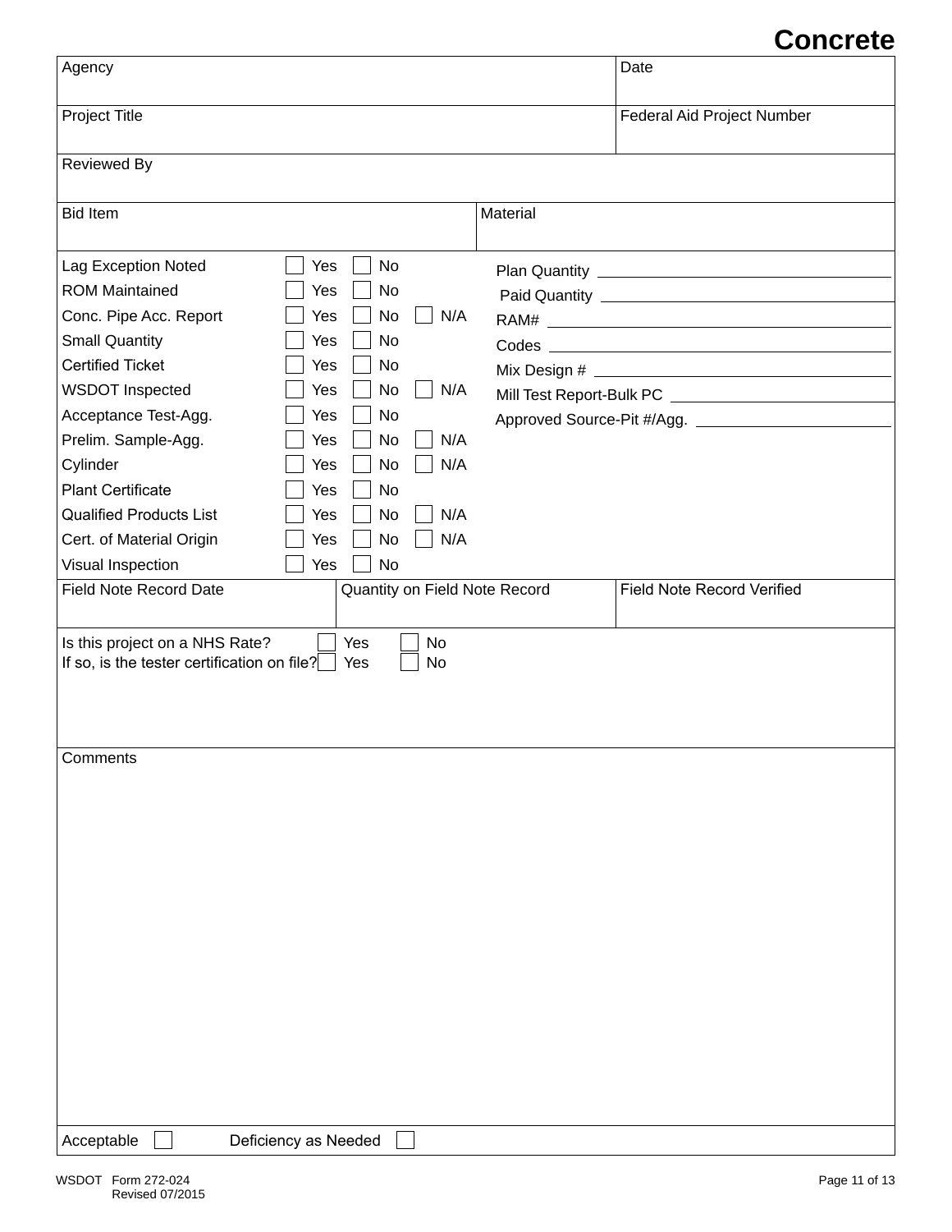# Concrete

| Agency | Date |
|---|---|
| Project Title | Federal Aid Project Number |

Reviewed By

| Bid Item | Material |
|---|---|

| Item | Yes | No | N/A |
|---|---|---|---|
| Lag Exception Noted | ☐ Yes | ☐ No | |
| ROM Maintained | ☐ Yes | ☐ No | |
| Conc. Pipe Acc. Report | ☐ Yes | ☐ No | ☐ N/A |
| Small Quantity | ☐ Yes | ☐ No | |
| Certified Ticket | ☐ Yes | ☐ No | |
| WSDOT Inspected | ☐ Yes | ☐ No | ☐ N/A |
| Acceptance Test-Agg. | ☐ Yes | ☐ No | |
| Prelim. Sample-Agg. | ☐ Yes | ☐ No | ☐ N/A |
| Cylinder | ☐ Yes | ☐ No | ☐ N/A |
| Plant Certificate | ☐ Yes | ☐ No | |
| Qualified Products List | ☐ Yes | ☐ No | ☐ N/A |
| Cert. of Material Origin | ☐ Yes | ☐ No | ☐ N/A |
| Visual Inspection | ☐ Yes | ☐ No | |

Plan Quantity ____________________

Paid Quantity ____________________

RAM# ____________________

Codes ____________________

Mix Design # ____________________

Mill Test Report-Bulk PC ____________________

Approved Source-Pit #/Agg. ____________________

| Field Note Record Date | Quantity on Field Note Record | Field Note Record Verified |
|---|---|---|
| | | |

Is this project on a NHS Rate? ☐ Yes ☐ No

If so, is the tester certification on file? ☐ Yes ☐ No

Comments

Acceptable ☐ Deficiency as Needed ☐

WSDOT Form 272-024
Revised 07/2015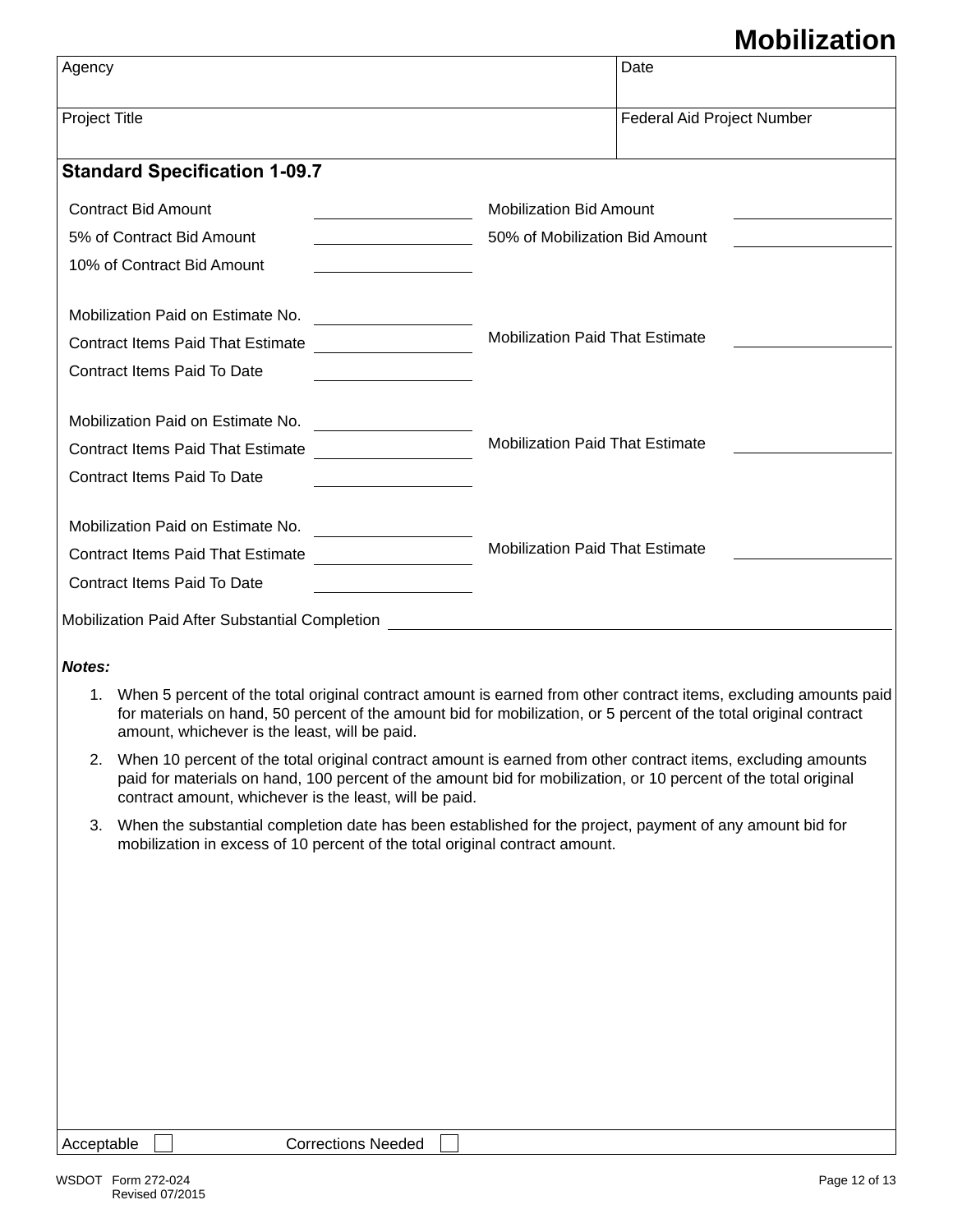# Mobilization

| Agency | Date |
|---|---|
| | |
| **Project Title** | **Federal Aid Project Number** |
| | |

## Standard Specification 1-09.7

| | | | |
|---|---|---|---|
| Contract Bid Amount | \_\_\_\_\_\_\_\_\_\_ | Mobilization Bid Amount | \_\_\_\_\_\_\_\_\_\_ |
| 5% of Contract Bid Amount | \_\_\_\_\_\_\_\_\_\_ | 50% of Mobilization Bid Amount | \_\_\_\_\_\_\_\_\_\_ |
| 10% of Contract Bid Amount | \_\_\_\_\_\_\_\_\_\_ | | |

| | | | |
|---|---|---|---|
| Mobilization Paid on Estimate No. | \_\_\_\_\_\_\_\_\_\_ | | |
| Contract Items Paid That Estimate | \_\_\_\_\_\_\_\_\_\_ | Mobilization Paid That Estimate | \_\_\_\_\_\_\_\_\_\_ |
| Contract Items Paid To Date | \_\_\_\_\_\_\_\_\_\_ | | |

| | | | |
|---|---|---|---|
| Mobilization Paid on Estimate No. | \_\_\_\_\_\_\_\_\_\_ | | |
| Contract Items Paid That Estimate | \_\_\_\_\_\_\_\_\_\_ | Mobilization Paid That Estimate | \_\_\_\_\_\_\_\_\_\_ |
| Contract Items Paid To Date | \_\_\_\_\_\_\_\_\_\_ | | |

| | | | |
|---|---|---|---|
| Mobilization Paid on Estimate No. | \_\_\_\_\_\_\_\_\_\_ | | |
| Contract Items Paid That Estimate | \_\_\_\_\_\_\_\_\_\_ | Mobilization Paid That Estimate | \_\_\_\_\_\_\_\_\_\_ |
| Contract Items Paid To Date | \_\_\_\_\_\_\_\_\_\_ | | |

Mobilization Paid After Substantial Completion \_\_\_\_\_\_\_\_\_\_\_\_\_\_\_\_\_\_\_\_

***Notes:***

1. When 5 percent of the total original contract amount is earned from other contract items, excluding amounts paid for materials on hand, 50 percent of the amount bid for mobilization, or 5 percent of the total original contract amount, whichever is the least, will be paid.
2. When 10 percent of the total original contract amount is earned from other contract items, excluding amounts paid for materials on hand, 100 percent of the amount bid for mobilization, or 10 percent of the total original contract amount, whichever is the least, will be paid.
3. When the substantial completion date has been established for the project, payment of any amount bid for mobilization in excess of 10 percent of the total original contract amount.

Acceptable ☐ Corrections Needed ☐

WSDOT Form 272-024
Revised 07/2015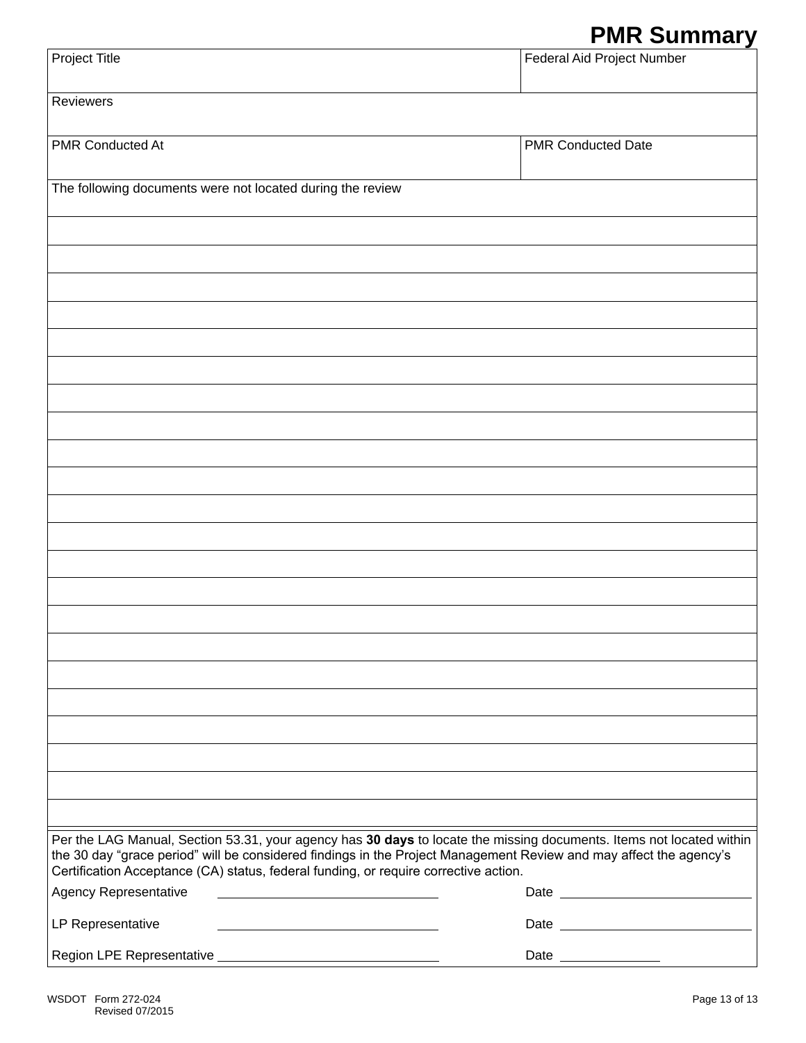# PMR Summary

| | |
|---|---|
| Project Title | Federal Aid Project Number |
| Reviewers | |
| PMR Conducted At | PMR Conducted Date |
| The following documents were not located during the review | |
| | |
| | |
| | |
| | |
| | |
| | |
| | |
| | |
| | |
| | |
| | |
| | |
| | |
| | |
| | |
| | |
| | |
| | |
| | |
| | |
| | |
| | |
| | |

Per the LAG Manual, Section 53.31, your agency has **30 days** to locate the missing documents. Items not located within the 30 day "grace period" will be considered findings in the Project Management Review and may affect the agency's Certification Acceptance (CA) status, federal funding, or require corrective action.

Agency Representative ______________________ Date ______________________

LP Representative ______________________ Date ______________________

Region LPE Representative ______________________ Date ______________

WSDOT Form 272-024
Revised 07/2015